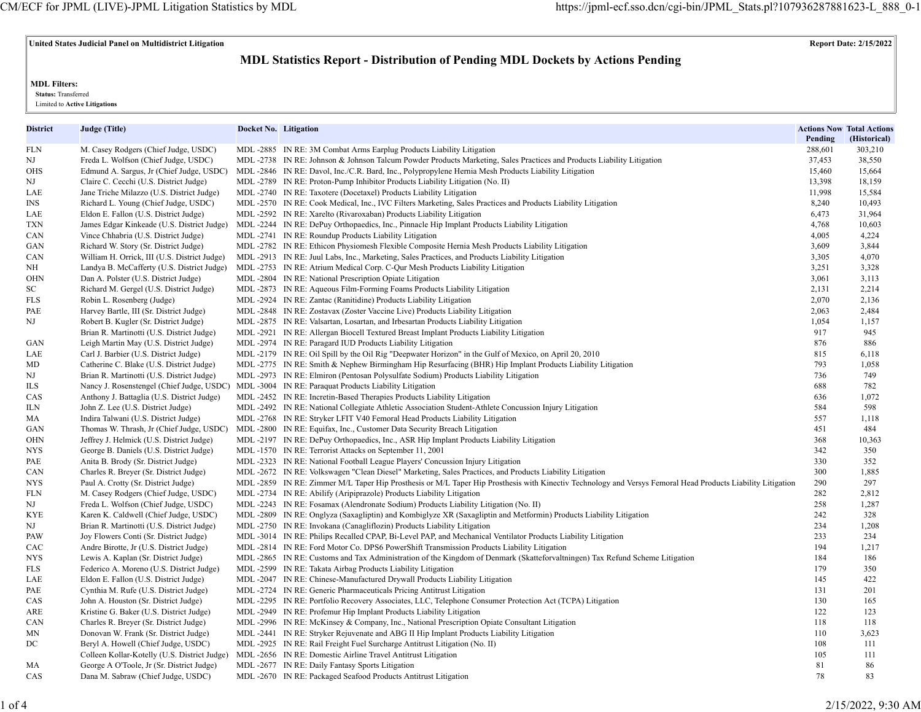**United States Judicial Panel on Multidistrict Litigation** **Report Date: 2/15/2022**

# MDL Statistics Report - Distribution of Pending MDL Dockets by Actions Pending

**MDL Filters:**
**Status:** Transferred
Limited to **Active Litigations**

| District | Judge (Title) | Docket No. | Litigation | Actions Now Pending | Total Actions (Historical) |
|---|---|---|---|---|---|
| FLN | M. Casey Rodgers (Chief Judge, USDC) | MDL -2885 | IN RE: 3M Combat Arms Earplug Products Liability Litigation | 288,601 | 303,210 |
| NJ | Freda L. Wolfson (Chief Judge, USDC) | MDL -2738 | IN RE: Johnson & Johnson Talcum Powder Products Marketing, Sales Practices and Products Liability Litigation | 37,453 | 38,550 |
| OHS | Edmund A. Sargus, Jr (Chief Judge, USDC) | MDL -2846 | IN RE: Davol, Inc./C.R. Bard, Inc., Polypropylene Hernia Mesh Products Liability Litigation | 15,460 | 15,664 |
| NJ | Claire C. Cecchi (U.S. District Judge) | MDL -2789 | IN RE: Proton-Pump Inhibitor Products Liability Litigation (No. II) | 13,398 | 18,159 |
| LAE | Jane Triche Milazzo (U.S. District Judge) | MDL -2740 | IN RE: Taxotere (Docetaxel) Products Liability Litigation | 11,998 | 15,584 |
| INS | Richard L. Young (Chief Judge, USDC) | MDL -2570 | IN RE: Cook Medical, Inc., IVC Filters Marketing, Sales Practices and Products Liability Litigation | 8,240 | 10,493 |
| LAE | Eldon E. Fallon (U.S. District Judge) | MDL -2592 | IN RE: Xarelto (Rivaroxaban) Products Liability Litigation | 6,473 | 31,964 |
| TXN | James Edgar Kinkeade (U.S. District Judge) | MDL -2244 | IN RE: DePuy Orthopaedics, Inc., Pinnacle Hip Implant Products Liability Litigation | 4,768 | 10,603 |
| CAN | Vince Chhabria (U.S. District Judge) | MDL -2741 | IN RE: Roundup Products Liability Litigation | 4,005 | 4,224 |
| GAN | Richard W. Story (Sr. District Judge) | MDL -2782 | IN RE: Ethicon Physiomesh Flexible Composite Hernia Mesh Products Liability Litigation | 3,609 | 3,844 |
| CAN | William H. Orrick, III (U.S. District Judge) | MDL -2913 | IN RE: Juul Labs, Inc., Marketing, Sales Practices, and Products Liability Litigation | 3,305 | 4,070 |
| NH | Landya B. McCafferty (U.S. District Judge) | MDL -2753 | IN RE: Atrium Medical Corp. C-Qur Mesh Products Liability Litigation | 3,251 | 3,328 |
| OHN | Dan A. Polster (U.S. District Judge) | MDL -2804 | IN RE: National Prescription Opiate Litigation | 3,061 | 3,113 |
| SC | Richard M. Gergel (U.S. District Judge) | MDL -2873 | IN RE: Aqueous Film-Forming Foams Products Liability Litigation | 2,131 | 2,214 |
| FLS | Robin L. Rosenberg (Judge) | MDL -2924 | IN RE: Zantac (Ranitidine) Products Liability Litigation | 2,070 | 2,136 |
| PAE | Harvey Bartle, III (Sr. District Judge) | MDL -2848 | IN RE: Zostavax (Zoster Vaccine Live) Products Liability Litigation | 2,063 | 2,484 |
| NJ | Robert B. Kugler (Sr. District Judge) | MDL -2875 | IN RE: Valsartan, Losartan, and Irbesartan Products Liability Litigation | 1,054 | 1,157 |
| | Brian R. Martinotti (U.S. District Judge) | MDL -2921 | IN RE: Allergan Biocell Textured Breast Implant Products Liability Litigation | 917 | 945 |
| GAN | Leigh Martin May (U.S. District Judge) | MDL -2974 | IN RE: Paragard IUD Products Liability Litigation | 876 | 886 |
| LAE | Carl J. Barbier (U.S. District Judge) | MDL -2179 | IN RE: Oil Spill by the Oil Rig "Deepwater Horizon" in the Gulf of Mexico, on April 20, 2010 | 815 | 6,118 |
| MD | Catherine C. Blake (U.S. District Judge) | MDL -2775 | IN RE: Smith & Nephew Birmingham Hip Resurfacing (BHR) Hip Implant Products Liability Litigation | 793 | 1,058 |
| NJ | Brian R. Martinotti (U.S. District Judge) | MDL -2973 | IN RE: Elmiron (Pentosan Polysulfate Sodium) Products Liability Litigation | 736 | 749 |
| ILS | Nancy J. Rosenstengel (Chief Judge, USDC) | MDL -3004 | IN RE: Paraquat Products Liability Litigation | 688 | 782 |
| CAS | Anthony J. Battaglia (U.S. District Judge) | MDL -2452 | IN RE: Incretin-Based Therapies Products Liability Litigation | 636 | 1,072 |
| ILN | John Z. Lee (U.S. District Judge) | MDL -2492 | IN RE: National Collegiate Athletic Association Student-Athlete Concussion Injury Litigation | 584 | 598 |
| MA | Indira Talwani (U.S. District Judge) | MDL -2768 | IN RE: Stryker LFIT V40 Femoral Head Products Liability Litigation | 557 | 1,118 |
| GAN | Thomas W. Thrash, Jr (Chief Judge, USDC) | MDL -2800 | IN RE: Equifax, Inc., Customer Data Security Breach Litigation | 451 | 484 |
| OHN | Jeffrey J. Helmick (U.S. District Judge) | MDL -2197 | IN RE: DePuy Orthopaedics, Inc., ASR Hip Implant Products Liability Litigation | 368 | 10,363 |
| NYS | George B. Daniels (U.S. District Judge) | MDL -1570 | IN RE: Terrorist Attacks on September 11, 2001 | 342 | 350 |
| PAE | Anita B. Brody (Sr. District Judge) | MDL -2323 | IN RE: National Football League Players' Concussion Injury Litigation | 330 | 352 |
| CAN | Charles R. Breyer (Sr. District Judge) | MDL -2672 | IN RE: Volkswagen "Clean Diesel" Marketing, Sales Practices, and Products Liability Litigation | 300 | 1,885 |
| NYS | Paul A. Crotty (Sr. District Judge) | MDL -2859 | IN RE: Zimmer M/L Taper Hip Prosthesis or M/L Taper Hip Prosthesis with Kinectiv Technology and Versys Femoral Head Products Liability Litigation | 290 | 297 |
| FLN | M. Casey Rodgers (Chief Judge, USDC) | MDL -2734 | IN RE: Abilify (Aripiprazole) Products Liability Litigation | 282 | 2,812 |
| NJ | Freda L. Wolfson (Chief Judge, USDC) | MDL -2243 | IN RE: Fosamax (Alendronate Sodium) Products Liability Litigation (No. II) | 258 | 1,287 |
| KYE | Karen K. Caldwell (Chief Judge, USDC) | MDL -2809 | IN RE: Onglyza (Saxagliptin) and Kombiglyze XR (Saxagliptin and Metformin) Products Liability Litigation | 242 | 328 |
| NJ | Brian R. Martinotti (U.S. District Judge) | MDL -2750 | IN RE: Invokana (Canagliflozin) Products Liability Litigation | 234 | 1,208 |
| PAW | Joy Flowers Conti (Sr. District Judge) | MDL -3014 | IN RE: Philips Recalled CPAP, Bi-Level PAP, and Mechanical Ventilator Products Liability Litigation | 233 | 234 |
| CAC | Andre Birotte, Jr (U.S. District Judge) | MDL -2814 | IN RE: Ford Motor Co. DPS6 PowerShift Transmission Products Liability Litigation | 194 | 1,217 |
| NYS | Lewis A. Kaplan (Sr. District Judge) | MDL -2865 | IN RE: Customs and Tax Administration of the Kingdom of Denmark (Skatteforvaltningen) Tax Refund Scheme Litigation | 184 | 186 |
| FLS | Federico A. Moreno (U.S. District Judge) | MDL -2599 | IN RE: Takata Airbag Products Liability Litigation | 179 | 350 |
| LAE | Eldon E. Fallon (U.S. District Judge) | MDL -2047 | IN RE: Chinese-Manufactured Drywall Products Liability Litigation | 145 | 422 |
| PAE | Cynthia M. Rufe (U.S. District Judge) | MDL -2724 | IN RE: Generic Pharmaceuticals Pricing Antitrust Litigation | 131 | 201 |
| CAS | John A. Houston (Sr. District Judge) | MDL -2295 | IN RE: Portfolio Recovery Associates, LLC, Telephone Consumer Protection Act (TCPA) Litigation | 130 | 165 |
| ARE | Kristine G. Baker (U.S. District Judge) | MDL -2949 | IN RE: Profemur Hip Implant Products Liability Litigation | 122 | 123 |
| CAN | Charles R. Breyer (Sr. District Judge) | MDL -2996 | IN RE: McKinsey & Company, Inc., National Prescription Opiate Consultant Litigation | 118 | 118 |
| MN | Donovan W. Frank (Sr. District Judge) | MDL -2441 | IN RE: Stryker Rejuvenate and ABG II Hip Implant Products Liability Litigation | 110 | 3,623 |
| DC | Beryl A. Howell (Chief Judge, USDC) | MDL -2925 | IN RE: Rail Freight Fuel Surcharge Antitrust Litigation (No. II) | 108 | 111 |
| | Colleen Kollar-Kotelly (U.S. District Judge) | MDL -2656 | IN RE: Domestic Airline Travel Antitrust Litigation | 105 | 111 |
| MA | George A O'Toole, Jr (Sr. District Judge) | MDL -2677 | IN RE: Daily Fantasy Sports Litigation | 81 | 86 |
| CAS | Dana M. Sabraw (Chief Judge, USDC) | MDL -2670 | IN RE: Packaged Seafood Products Antitrust Litigation | 78 | 83 |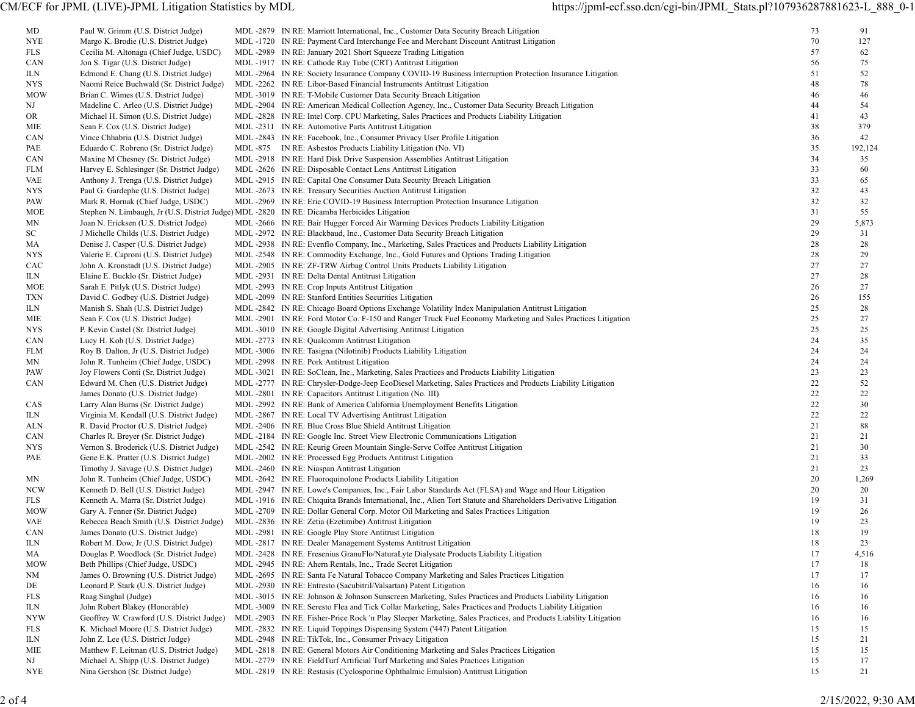| | | | | | |
|---|---|---|---|---|---|
| MD | Paul W. Grimm (U.S. District Judge) | MDL -2879 | IN RE: Marriott International, Inc., Customer Data Security Breach Litigation | 73 | 91 |
| NYE | Margo K. Brodie (U.S. District Judge) | MDL -1720 | IN RE: Payment Card Interchange Fee and Merchant Discount Antitrust Litigation | 70 | 127 |
| FLS | Cecilia M. Altonaga (Chief Judge, USDC) | MDL -2989 | IN RE: January 2021 Short Squeeze Trading Litigation | 57 | 62 |
| CAN | Jon S. Tigar (U.S. District Judge) | MDL -1917 | IN RE: Cathode Ray Tube (CRT) Antitrust Litigation | 56 | 75 |
| ILN | Edmond E. Chang (U.S. District Judge) | MDL -2964 | IN RE: Society Insurance Company COVID-19 Business Interruption Protection Insurance Litigation | 51 | 52 |
| NYS | Naomi Reice Buchwald (Sr. District Judge) | MDL -2262 | IN RE: Libor-Based Financial Instruments Antitrust Litigation | 48 | 78 |
| MOW | Brian C. Wimes (U.S. District Judge) | MDL -3019 | IN RE: T-Mobile Customer Data Security Breach Litigation | 46 | 46 |
| NJ | Madeline C. Arleo (U.S. District Judge) | MDL -2904 | IN RE: American Medical Collection Agency, Inc., Customer Data Security Breach Litigation | 44 | 54 |
| OR | Michael H. Simon (U.S. District Judge) | MDL -2828 | IN RE: Intel Corp. CPU Marketing, Sales Practices and Products Liability Litigation | 41 | 43 |
| MIE | Sean F. Cox (U.S. District Judge) | MDL -2311 | IN RE: Automotive Parts Antitrust Litigation | 38 | 379 |
| CAN | Vince Chhabria (U.S. District Judge) | MDL -2843 | IN RE: Facebook, Inc., Consumer Privacy User Profile Litigation | 36 | 42 |
| PAE | Eduardo C. Robreno (Sr. District Judge) | MDL -875 | IN RE: Asbestos Products Liability Litigation (No. VI) | 35 | 192,124 |
| CAN | Maxine M Chesney (Sr. District Judge) | MDL -2918 | IN RE: Hard Disk Drive Suspension Assemblies Antitrust Litigation | 34 | 35 |
| FLM | Harvey E. Schlesinger (Sr. District Judge) | MDL -2626 | IN RE: Disposable Contact Lens Antitrust Litigation | 33 | 60 |
| VAE | Anthony J. Trenga (U.S. District Judge) | MDL -2915 | IN RE: Capital One Consumer Data Security Breach Litigation | 33 | 65 |
| NYS | Paul G. Gardephe (U.S. District Judge) | MDL -2673 | IN RE: Treasury Securities Auction Antitrust Litigation | 32 | 43 |
| PAW | Mark R. Hornak (Chief Judge, USDC) | MDL -2969 | IN RE: Erie COVID-19 Business Interruption Protection Insurance Litigation | 32 | 32 |
| MOE | Stephen N. Limbaugh, Jr (U.S. District Judge) | MDL -2820 | IN RE: Dicamba Herbicides Litigation | 31 | 55 |
| MN | Joan N. Ericksen (U.S. District Judge) | MDL -2666 | IN RE: Bair Hugger Forced Air Warming Devices Products Liability Litigation | 29 | 5,873 |
| SC | J Michelle Childs (U.S. District Judge) | MDL -2972 | IN RE: Blackbaud, Inc., Customer Data Security Breach Litigation | 29 | 31 |
| MA | Denise J. Casper (U.S. District Judge) | MDL -2938 | IN RE: Evenflo Company, Inc., Marketing, Sales Practices and Products Liability Litigation | 28 | 28 |
| NYS | Valerie E. Caproni (U.S. District Judge) | MDL -2548 | IN RE: Commodity Exchange, Inc., Gold Futures and Options Trading Litigation | 28 | 29 |
| CAC | John A. Kronstadt (U.S. District Judge) | MDL -2905 | IN RE: ZF-TRW Airbag Control Units Products Liability Litigation | 27 | 27 |
| ILN | Elaine E. Bucklo (Sr. District Judge) | MDL -2931 | IN RE: Delta Dental Antitrust Litigation | 27 | 28 |
| MOE | Sarah E. Pitlyk (U.S. District Judge) | MDL -2993 | IN RE: Crop Inputs Antitrust Litigation | 26 | 27 |
| TXN | David C. Godbey (U.S. District Judge) | MDL -2099 | IN RE: Stanford Entities Securities Litigation | 26 | 155 |
| ILN | Manish S. Shah (U.S. District Judge) | MDL -2842 | IN RE: Chicago Board Options Exchange Volatility Index Manipulation Antitrust Litigation | 25 | 28 |
| MIE | Sean F. Cox (U.S. District Judge) | MDL -2901 | IN RE: Ford Motor Co. F-150 and Ranger Truck Fuel Economy Marketing and Sales Practices Litigation | 25 | 27 |
| NYS | P. Kevin Castel (Sr. District Judge) | MDL -3010 | IN RE: Google Digital Advertising Antitrust Litigation | 25 | 25 |
| CAN | Lucy H. Koh (U.S. District Judge) | MDL -2773 | IN RE: Qualcomm Antitrust Litigation | 24 | 35 |
| FLM | Roy B. Dalton, Jr (U.S. District Judge) | MDL -3006 | IN RE: Tasigna (Nilotinib) Products Liability Litigation | 24 | 24 |
| MN | John R. Tunheim (Chief Judge, USDC) | MDL -2998 | IN RE: Pork Antitrust Litigation | 24 | 24 |
| PAW | Joy Flowers Conti (Sr. District Judge) | MDL -3021 | IN RE: SoClean, Inc., Marketing, Sales Practices and Products Liability Litigation | 23 | 23 |
| CAN | Edward M. Chen (U.S. District Judge) | MDL -2777 | IN RE: Chrysler-Dodge-Jeep EcoDiesel Marketing, Sales Practices and Products Liability Litigation | 22 | 52 |
| | James Donato (U.S. District Judge) | MDL -2801 | IN RE: Capacitors Antitrust Litigation (No. III) | 22 | 22 |
| CAS | Larry Alan Burns (Sr. District Judge) | MDL -2992 | IN RE: Bank of America California Unemployment Benefits Litigation | 22 | 30 |
| ILN | Virginia M. Kendall (U.S. District Judge) | MDL -2867 | IN RE: Local TV Advertising Antitrust Litigation | 22 | 22 |
| ALN | R. David Proctor (U.S. District Judge) | MDL -2406 | IN RE: Blue Cross Blue Shield Antitrust Litigation | 21 | 88 |
| CAN | Charles R. Breyer (Sr. District Judge) | MDL -2184 | IN RE: Google Inc. Street View Electronic Communications Litigation | 21 | 21 |
| NYS | Vernon S. Broderick (U.S. District Judge) | MDL -2542 | IN RE: Keurig Green Mountain Single-Serve Coffee Antitrust Litigation | 21 | 30 |
| PAE | Gene E.K. Pratter (U.S. District Judge) | MDL -2002 | IN RE: Processed Egg Products Antitrust Litigation | 21 | 33 |
| | Timothy J. Savage (U.S. District Judge) | MDL -2460 | IN RE: Niaspan Antitrust Litigation | 21 | 23 |
| MN | John R. Tunheim (Chief Judge, USDC) | MDL -2642 | IN RE: Fluoroquinolone Products Liability Litigation | 20 | 1,269 |
| NCW | Kenneth D. Bell (U.S. District Judge) | MDL -2947 | IN RE: Lowe's Companies, Inc., Fair Labor Standards Act (FLSA) and Wage and Hour Litigation | 20 | 20 |
| FLS | Kenneth A. Marra (Sr. District Judge) | MDL -1916 | IN RE: Chiquita Brands International, Inc., Alien Tort Statute and Shareholders Derivative Litigation | 19 | 31 |
| MOW | Gary A. Fenner (Sr. District Judge) | MDL -2709 | IN RE: Dollar General Corp. Motor Oil Marketing and Sales Practices Litigation | 19 | 26 |
| VAE | Rebecca Beach Smith (U.S. District Judge) | MDL -2836 | IN RE: Zetia (Ezetimibe) Antitrust Litigation | 19 | 23 |
| CAN | James Donato (U.S. District Judge) | MDL -2981 | IN RE: Google Play Store Antitrust Litigation | 18 | 19 |
| ILN | Robert M. Dow, Jr (U.S. District Judge) | MDL -2817 | IN RE: Dealer Management Systems Antitrust Litigation | 18 | 23 |
| MA | Douglas P. Woodlock (Sr. District Judge) | MDL -2428 | IN RE: Fresenius GranuFlo/NaturaLyte Dialysate Products Liability Litigation | 17 | 4,516 |
| MOW | Beth Phillips (Chief Judge, USDC) | MDL -2945 | IN RE: Ahern Rentals, Inc., Trade Secret Litigation | 17 | 18 |
| NM | James O. Browning (U.S. District Judge) | MDL -2695 | IN RE: Santa Fe Natural Tobacco Company Marketing and Sales Practices Litigation | 17 | 17 |
| DE | Leonard P. Stark (U.S. District Judge) | MDL -2930 | IN RE: Entresto (Sacubitril/Valsartan) Patent Litigation | 16 | 16 |
| FLS | Raag Singhal (Judge) | MDL -3015 | IN RE: Johnson & Johnson Sunscreen Marketing, Sales Practices and Products Liability Litigation | 16 | 16 |
| ILN | John Robert Blakey (Honorable) | MDL -3009 | IN RE: Seresto Flea and Tick Collar Marketing, Sales Practices and Products Liability Litigation | 16 | 16 |
| NYW | Geoffrey W. Crawford (U.S. District Judge) | MDL -2903 | IN RE: Fisher-Price Rock 'n Play Sleeper Marketing, Sales Practices, and Products Liability Litigation | 16 | 16 |
| FLS | K. Michael Moore (U.S. District Judge) | MDL -2832 | IN RE: Liquid Toppings Dispensing System ('447) Patent Litigation | 15 | 15 |
| ILN | John Z. Lee (U.S. District Judge) | MDL -2948 | IN RE: TikTok, Inc., Consumer Privacy Litigation | 15 | 21 |
| MIE | Matthew F. Leitman (U.S. District Judge) | MDL -2818 | IN RE: General Motors Air Conditioning Marketing and Sales Practices Litigation | 15 | 15 |
| NJ | Michael A. Shipp (U.S. District Judge) | MDL -2779 | IN RE: FieldTurf Artificial Turf Marketing and Sales Practices Litigation | 15 | 17 |
| NYE | Nina Gershon (Sr. District Judge) | MDL -2819 | IN RE: Restasis (Cyclosporine Ophthalmic Emulsion) Antitrust Litigation | 15 | 21 |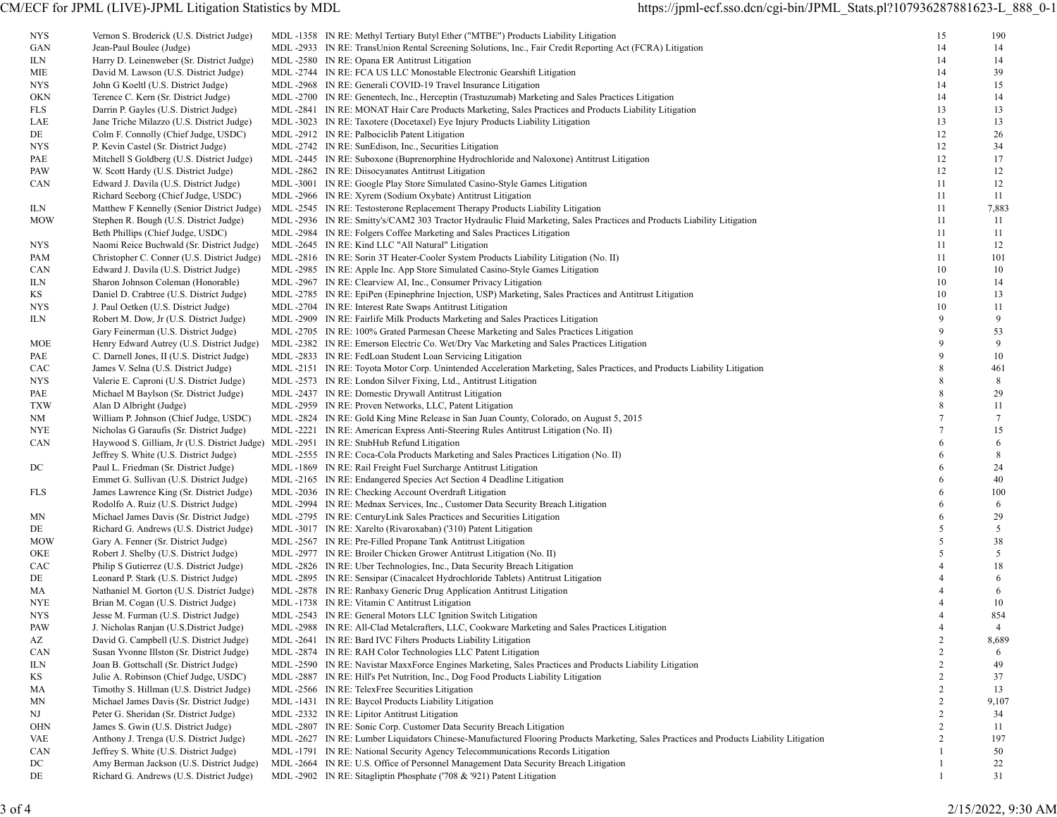| | | | | | |
|---|---|---|---|---|---|
| NYS | Vernon S. Broderick (U.S. District Judge) | MDL -1358 | IN RE: Methyl Tertiary Butyl Ether ("MTBE") Products Liability Litigation | 15 | 190 |
| GAN | Jean-Paul Boulee (Judge) | MDL -2933 | IN RE: TransUnion Rental Screening Solutions, Inc., Fair Credit Reporting Act (FCRA) Litigation | 14 | 14 |
| ILN | Harry D. Leinenweber (Sr. District Judge) | MDL -2580 | IN RE: Opana ER Antitrust Litigation | 14 | 14 |
| MIE | David M. Lawson (U.S. District Judge) | MDL -2744 | IN RE: FCA US LLC Monostable Electronic Gearshift Litigation | 14 | 39 |
| NYS | John G Koeltl (U.S. District Judge) | MDL -2968 | IN RE: Generali COVID-19 Travel Insurance Litigation | 14 | 15 |
| OKN | Terence C. Kern (Sr. District Judge) | MDL -2700 | IN RE: Genentech, Inc., Herceptin (Trastuzumab) Marketing and Sales Practices Litigation | 14 | 14 |
| FLS | Darrin P. Gayles (U.S. District Judge) | MDL -2841 | IN RE: MONAT Hair Care Products Marketing, Sales Practices and Products Liability Litigation | 13 | 13 |
| LAE | Jane Triche Milazzo (U.S. District Judge) | MDL -3023 | IN RE: Taxotere (Docetaxel) Eye Injury Products Liability Litigation | 13 | 13 |
| DE | Colm F. Connolly (Chief Judge, USDC) | MDL -2912 | IN RE: Palbociclib Patent Litigation | 12 | 26 |
| NYS | P. Kevin Castel (Sr. District Judge) | MDL -2742 | IN RE: SunEdison, Inc., Securities Litigation | 12 | 34 |
| PAE | Mitchell S Goldberg (U.S. District Judge) | MDL -2445 | IN RE: Suboxone (Buprenorphine Hydrochloride and Naloxone) Antitrust Litigation | 12 | 17 |
| PAW | W. Scott Hardy (U.S. District Judge) | MDL -2862 | IN RE: Diisocyanates Antitrust Litigation | 12 | 12 |
| CAN | Edward J. Davila (U.S. District Judge) | MDL -3001 | IN RE: Google Play Store Simulated Casino-Style Games Litigation | 11 | 12 |
| | Richard Seeborg (Chief Judge, USDC) | MDL -2966 | IN RE: Xyrem (Sodium Oxybate) Antitrust Litigation | 11 | 11 |
| ILN | Matthew F Kennelly (Senior District Judge) | MDL -2545 | IN RE: Testosterone Replacement Therapy Products Liability Litigation | 11 | 7,883 |
| MOW | Stephen R. Bough (U.S. District Judge) | MDL -2936 | IN RE: Smitty's/CAM2 303 Tractor Hydraulic Fluid Marketing, Sales Practices and Products Liability Litigation | 11 | 11 |
| | Beth Phillips (Chief Judge, USDC) | MDL -2984 | IN RE: Folgers Coffee Marketing and Sales Practices Litigation | 11 | 11 |
| NYS | Naomi Reice Buchwald (Sr. District Judge) | MDL -2645 | IN RE: Kind LLC "All Natural" Litigation | 11 | 12 |
| PAM | Christopher C. Conner (U.S. District Judge) | MDL -2816 | IN RE: Sorin 3T Heater-Cooler System Products Liability Litigation (No. II) | 11 | 101 |
| CAN | Edward J. Davila (U.S. District Judge) | MDL -2985 | IN RE: Apple Inc. App Store Simulated Casino-Style Games Litigation | 10 | 10 |
| ILN | Sharon Johnson Coleman (Honorable) | MDL -2967 | IN RE: Clearview AI, Inc., Consumer Privacy Litigation | 10 | 14 |
| KS | Daniel D. Crabtree (U.S. District Judge) | MDL -2785 | IN RE: EpiPen (Epinephrine Injection, USP) Marketing, Sales Practices and Antitrust Litigation | 10 | 13 |
| NYS | J. Paul Oetken (U.S. District Judge) | MDL -2704 | IN RE: Interest Rate Swaps Antitrust Litigation | 10 | 11 |
| ILN | Robert M. Dow, Jr (U.S. District Judge) | MDL -2909 | IN RE: Fairlife Milk Products Marketing and Sales Practices Litigation | 9 | 9 |
| | Gary Feinerman (U.S. District Judge) | MDL -2705 | IN RE: 100% Grated Parmesan Cheese Marketing and Sales Practices Litigation | 9 | 53 |
| MOE | Henry Edward Autrey (U.S. District Judge) | MDL -2382 | IN RE: Emerson Electric Co. Wet/Dry Vac Marketing and Sales Practices Litigation | 9 | 9 |
| PAE | C. Darnell Jones, II (U.S. District Judge) | MDL -2833 | IN RE: FedLoan Student Loan Servicing Litigation | 9 | 10 |
| CAC | James V. Selna (U.S. District Judge) | MDL -2151 | IN RE: Toyota Motor Corp. Unintended Acceleration Marketing, Sales Practices, and Products Liability Litigation | 8 | 461 |
| NYS | Valerie E. Caproni (U.S. District Judge) | MDL -2573 | IN RE: London Silver Fixing, Ltd., Antitrust Litigation | 8 | 8 |
| PAE | Michael M Baylson (Sr. District Judge) | MDL -2437 | IN RE: Domestic Drywall Antitrust Litigation | 8 | 29 |
| TXW | Alan D Albright (Judge) | MDL -2959 | IN RE: Proven Networks, LLC, Patent Litigation | 8 | 11 |
| NM | William P. Johnson (Chief Judge, USDC) | MDL -2824 | IN RE: Gold King Mine Release in San Juan County, Colorado, on August 5, 2015 | 7 | 7 |
| NYE | Nicholas G Garaufis (Sr. District Judge) | MDL -2221 | IN RE: American Express Anti-Steering Rules Antitrust Litigation (No. II) | 7 | 15 |
| CAN | Haywood S. Gilliam, Jr (U.S. District Judge) | MDL -2951 | IN RE: StubHub Refund Litigation | 6 | 6 |
| | Jeffrey S. White (U.S. District Judge) | MDL -2555 | IN RE: Coca-Cola Products Marketing and Sales Practices Litigation (No. II) | 6 | 8 |
| DC | Paul L. Friedman (Sr. District Judge) | MDL -1869 | IN RE: Rail Freight Fuel Surcharge Antitrust Litigation | 6 | 24 |
| | Emmet G. Sullivan (U.S. District Judge) | MDL -2165 | IN RE: Endangered Species Act Section 4 Deadline Litigation | 6 | 40 |
| FLS | James Lawrence King (Sr. District Judge) | MDL -2036 | IN RE: Checking Account Overdraft Litigation | 6 | 100 |
| | Rodolfo A. Ruiz (U.S. District Judge) | MDL -2994 | IN RE: Mednax Services, Inc., Customer Data Security Breach Litigation | 6 | 6 |
| MN | Michael James Davis (Sr. District Judge) | MDL -2795 | IN RE: CenturyLink Sales Practices and Securities Litigation | 6 | 29 |
| DE | Richard G. Andrews (U.S. District Judge) | MDL -3017 | IN RE: Xarelto (Rivaroxaban) ('310) Patent Litigation | 5 | 5 |
| MOW | Gary A. Fenner (Sr. District Judge) | MDL -2567 | IN RE: Pre-Filled Propane Tank Antitrust Litigation | 5 | 38 |
| OKE | Robert J. Shelby (U.S. District Judge) | MDL -2977 | IN RE: Broiler Chicken Grower Antitrust Litigation (No. II) | 5 | 5 |
| CAC | Philip S Gutierrez (U.S. District Judge) | MDL -2826 | IN RE: Uber Technologies, Inc., Data Security Breach Litigation | 4 | 18 |
| DE | Leonard P. Stark (U.S. District Judge) | MDL -2895 | IN RE: Sensipar (Cinacalcet Hydrochloride Tablets) Antitrust Litigation | 4 | 6 |
| MA | Nathaniel M. Gorton (U.S. District Judge) | MDL -2878 | IN RE: Ranbaxy Generic Drug Application Antitrust Litigation | 4 | 6 |
| NYE | Brian M. Cogan (U.S. District Judge) | MDL -1738 | IN RE: Vitamin C Antitrust Litigation | 4 | 10 |
| NYS | Jesse M. Furman (U.S. District Judge) | MDL -2543 | IN RE: General Motors LLC Ignition Switch Litigation | 4 | 854 |
| PAW | J. Nicholas Ranjan (U.S.District Judge) | MDL -2988 | IN RE: All-Clad Metalcrafters, LLC, Cookware Marketing and Sales Practices Litigation | 4 | 4 |
| AZ | David G. Campbell (U.S. District Judge) | MDL -2641 | IN RE: Bard IVC Filters Products Liability Litigation | 2 | 8,689 |
| CAN | Susan Yvonne Illston (Sr. District Judge) | MDL -2874 | IN RE: RAH Color Technologies LLC Patent Litigation | 2 | 6 |
| ILN | Joan B. Gottschall (Sr. District Judge) | MDL -2590 | IN RE: Navistar MaxxForce Engines Marketing, Sales Practices and Products Liability Litigation | 2 | 49 |
| KS | Julie A. Robinson (Chief Judge, USDC) | MDL -2887 | IN RE: Hill's Pet Nutrition, Inc., Dog Food Products Liability Litigation | 2 | 37 |
| MA | Timothy S. Hillman (U.S. District Judge) | MDL -2566 | IN RE: TelexFree Securities Litigation | 2 | 13 |
| MN | Michael James Davis (Sr. District Judge) | MDL -1431 | IN RE: Baycol Products Liability Litigation | 2 | 9,107 |
| NJ | Peter G. Sheridan (Sr. District Judge) | MDL -2332 | IN RE: Lipitor Antitrust Litigation | 2 | 34 |
| OHN | James S. Gwin (U.S. District Judge) | MDL -2807 | IN RE: Sonic Corp. Customer Data Security Breach Litigation | 2 | 11 |
| VAE | Anthony J. Trenga (U.S. District Judge) | MDL -2627 | IN RE: Lumber Liquidators Chinese-Manufactured Flooring Products Marketing, Sales Practices and Products Liability Litigation | 2 | 197 |
| CAN | Jeffrey S. White (U.S. District Judge) | MDL -1791 | IN RE: National Security Agency Telecommunications Records Litigation | 1 | 50 |
| DC | Amy Berman Jackson (U.S. District Judge) | MDL -2664 | IN RE: U.S. Office of Personnel Management Data Security Breach Litigation | 1 | 22 |
| DE | Richard G. Andrews (U.S. District Judge) | MDL -2902 | IN RE: Sitagliptin Phosphate ('708 & '921) Patent Litigation | 1 | 31 |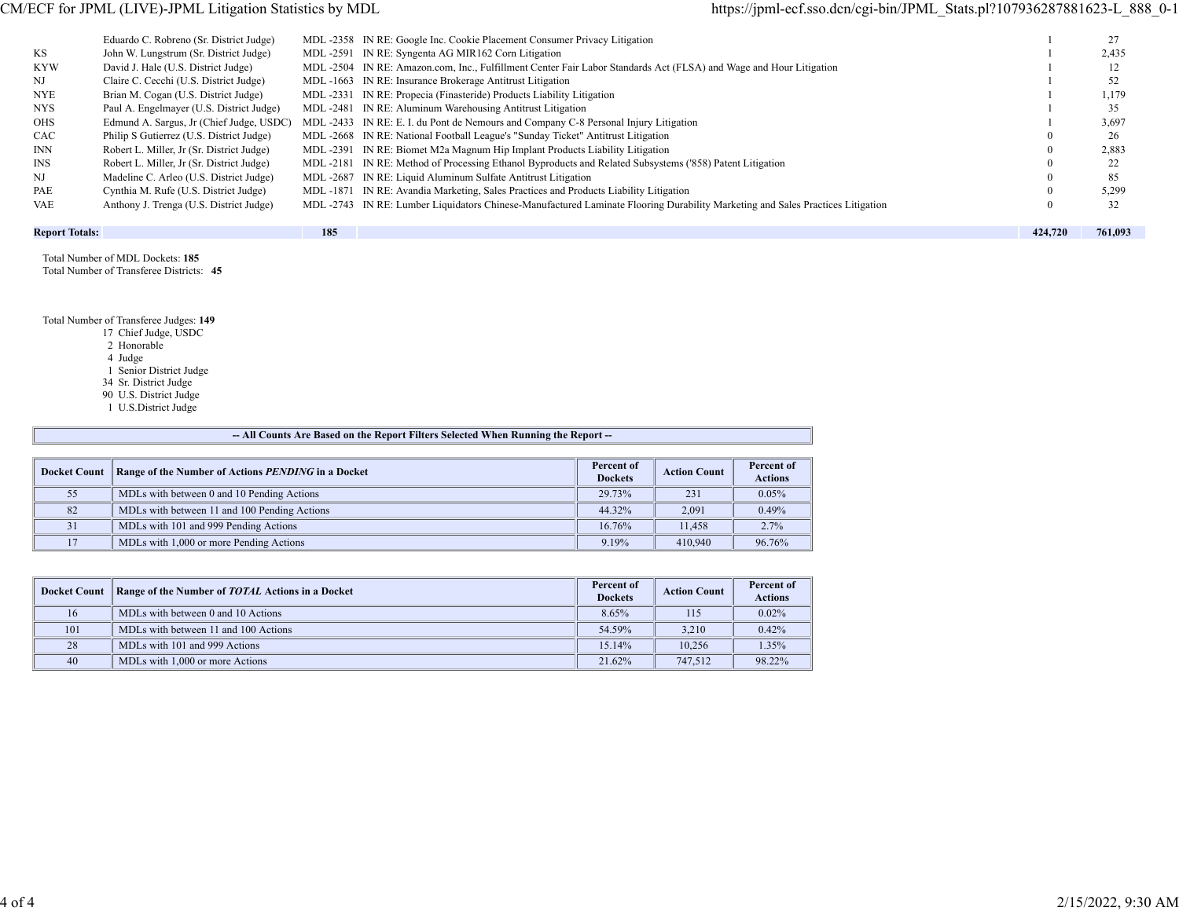| | | | | | |
|---|---|---|---|---|---|
| | Eduardo C. Robreno (Sr. District Judge) | MDL -2358 | IN RE: Google Inc. Cookie Placement Consumer Privacy Litigation | 1 | 27 |
| KS | John W. Lungstrum (Sr. District Judge) | MDL -2591 | IN RE: Syngenta AG MIR162 Corn Litigation | 1 | 2,435 |
| KYW | David J. Hale (U.S. District Judge) | MDL -2504 | IN RE: Amazon.com, Inc., Fulfillment Center Fair Labor Standards Act (FLSA) and Wage and Hour Litigation | 1 | 12 |
| NJ | Claire C. Cecchi (U.S. District Judge) | MDL -1663 | IN RE: Insurance Brokerage Antitrust Litigation | 1 | 52 |
| NYE | Brian M. Cogan (U.S. District Judge) | MDL -2331 | IN RE: Propecia (Finasteride) Products Liability Litigation | 1 | 1,179 |
| NYS | Paul A. Engelmayer (U.S. District Judge) | MDL -2481 | IN RE: Aluminum Warehousing Antitrust Litigation | 1 | 35 |
| OHS | Edmund A. Sargus, Jr (Chief Judge, USDC) | MDL -2433 | IN RE: E. I. du Pont de Nemours and Company C-8 Personal Injury Litigation | 1 | 3,697 |
| CAC | Philip S Gutierrez (U.S. District Judge) | MDL -2668 | IN RE: National Football League's "Sunday Ticket" Antitrust Litigation | 0 | 26 |
| INN | Robert L. Miller, Jr (Sr. District Judge) | MDL -2391 | IN RE: Biomet M2a Magnum Hip Implant Products Liability Litigation | 0 | 2,883 |
| INS | Robert L. Miller, Jr (Sr. District Judge) | MDL -2181 | IN RE: Method of Processing Ethanol Byproducts and Related Subsystems ('858) Patent Litigation | 0 | 22 |
| NJ | Madeline C. Arleo (U.S. District Judge) | MDL -2687 | IN RE: Liquid Aluminum Sulfate Antitrust Litigation | 0 | 85 |
| PAE | Cynthia M. Rufe (U.S. District Judge) | MDL -1871 | IN RE: Avandia Marketing, Sales Practices and Products Liability Litigation | 0 | 5,299 |
| VAE | Anthony J. Trenga (U.S. District Judge) | MDL -2743 | IN RE: Lumber Liquidators Chinese-Manufactured Laminate Flooring Durability Marketing and Sales Practices Litigation | 0 | 32 |
| **Report Totals:** | | **185** | | **424,720** | **761,093** |

Total Number of MDL Dockets: **185**

Total Number of Transferee Districts: **45**

Total Number of Transferee Judges: **149**

- 17 Chief Judge, USDC
- 2 Honorable
- 4 Judge
- 1 Senior District Judge
- 34 Sr. District Judge
- 90 U.S. District Judge
- 1 U.S.District Judge

**-- All Counts Are Based on the Report Filters Selected When Running the Report --**

| Docket Count | Range of the Number of Actions *PENDING* in a Docket | Percent of Dockets | Action Count | Percent of Actions |
|---|---|---|---|---|
| 55 | MDLs with between 0 and 10 Pending Actions | 29.73% | 231 | 0.05% |
| 82 | MDLs with between 11 and 100 Pending Actions | 44.32% | 2,091 | 0.49% |
| 31 | MDLs with 101 and 999 Pending Actions | 16.76% | 11,458 | 2.7% |
| 17 | MDLs with 1,000 or more Pending Actions | 9.19% | 410,940 | 96.76% |

| Docket Count | Range of the Number of *TOTAL* Actions in a Docket | Percent of Dockets | Action Count | Percent of Actions |
|---|---|---|---|---|
| 16 | MDLs with between 0 and 10 Actions | 8.65% | 115 | 0.02% |
| 101 | MDLs with between 11 and 100 Actions | 54.59% | 3,210 | 0.42% |
| 28 | MDLs with 101 and 999 Actions | 15.14% | 10,256 | 1.35% |
| 40 | MDLs with 1,000 or more Actions | 21.62% | 747,512 | 98.22% |